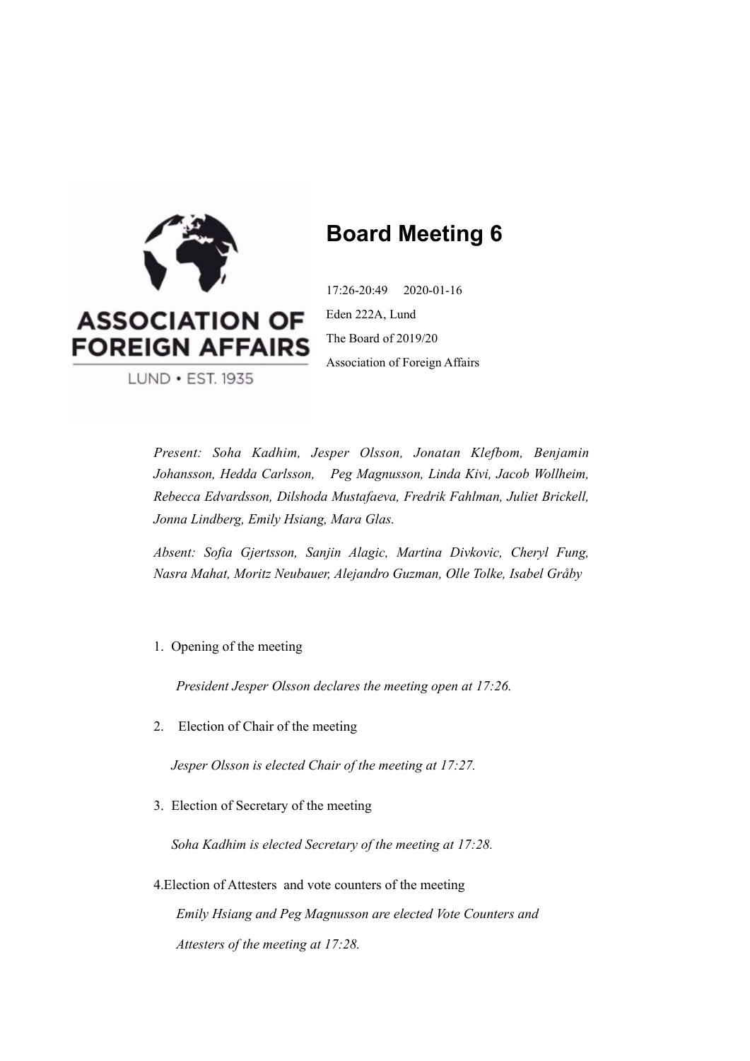ASSOCIATION OF FOREIGN AFFAIRS

LUND • EST. 1935

# Board Meeting 6

17:26-20:49 2020-01-16

Eden 222A, Lund

The Board of 2019/20

Association of Foreign Affairs

*Present: Soha Kadhim, Jesper Olsson, Jonatan Klefbom, Benjamin Johansson, Hedda Carlsson, Peg Magnusson, Linda Kivi, Jacob Wollheim, Rebecca Edvardsson, Dilshoda Mustafaeva, Fredrik Fahlman, Juliet Brickell, Jonna Lindberg, Emily Hsiang, Mara Glas.*

*Absent: Sofia Gjertsson, Sanjin Alagic, Martina Divkovic, Cheryl Fung, Nasra Mahat, Moritz Neubauer, Alejandro Guzman, Olle Tolke, Isabel Gråby*

1. Opening of the meeting

   *President Jesper Olsson declares the meeting open at 17:26.*

2. Election of Chair of the meeting

   *Jesper Olsson is elected Chair of the meeting at 17:27.*

3. Election of Secretary of the meeting

   *Soha Kadhim is elected Secretary of the meeting at 17:28.*

4. Election of Attesters and vote counters of the meeting

   *Emily Hsiang and Peg Magnusson are elected Vote Counters and Attesters of the meeting at 17:28.*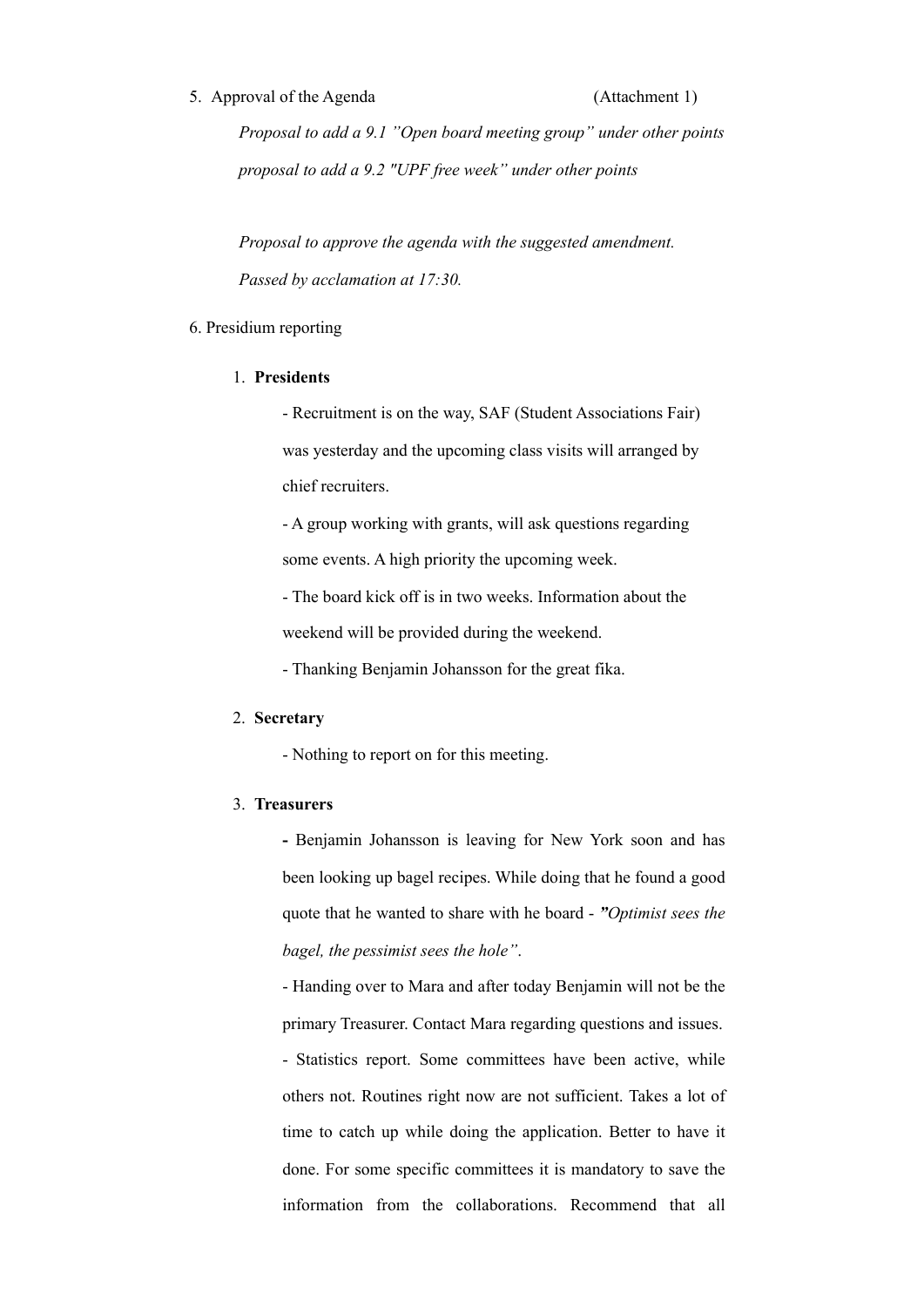5. Approval of the Agenda (Attachment 1)

   *Proposal to add a 9.1 "Open board meeting group" under other points*

   *proposal to add a 9.2 "UPF free week" under other points*

   *Proposal to approve the agenda with the suggested amendment.*

   *Passed by acclamation at 17:30.*

6. Presidium reporting

   1. **Presidents**

      - Recruitment is on the way, SAF (Student Associations Fair) was yesterday and the upcoming class visits will arranged by chief recruiters.
      - A group working with grants, will ask questions regarding some events. A high priority the upcoming week.
      - The board kick off is in two weeks. Information about the weekend will be provided during the weekend.
      - Thanking Benjamin Johansson for the great fika.

   2. **Secretary**

      - Nothing to report on for this meeting.

   3. **Treasurers**

      - Benjamin Johansson is leaving for New York soon and has been looking up bagel recipes. While doing that he found a good quote that he wanted to share with he board - *"Optimist sees the bagel, the pessimist sees the hole"*.
      - Handing over to Mara and after today Benjamin will not be the primary Treasurer. Contact Mara regarding questions and issues.
      - Statistics report. Some committees have been active, while others not. Routines right now are not sufficient. Takes a lot of time to catch up while doing the application. Better to have it done. For some specific committees it is mandatory to save the information from the collaborations. Recommend that all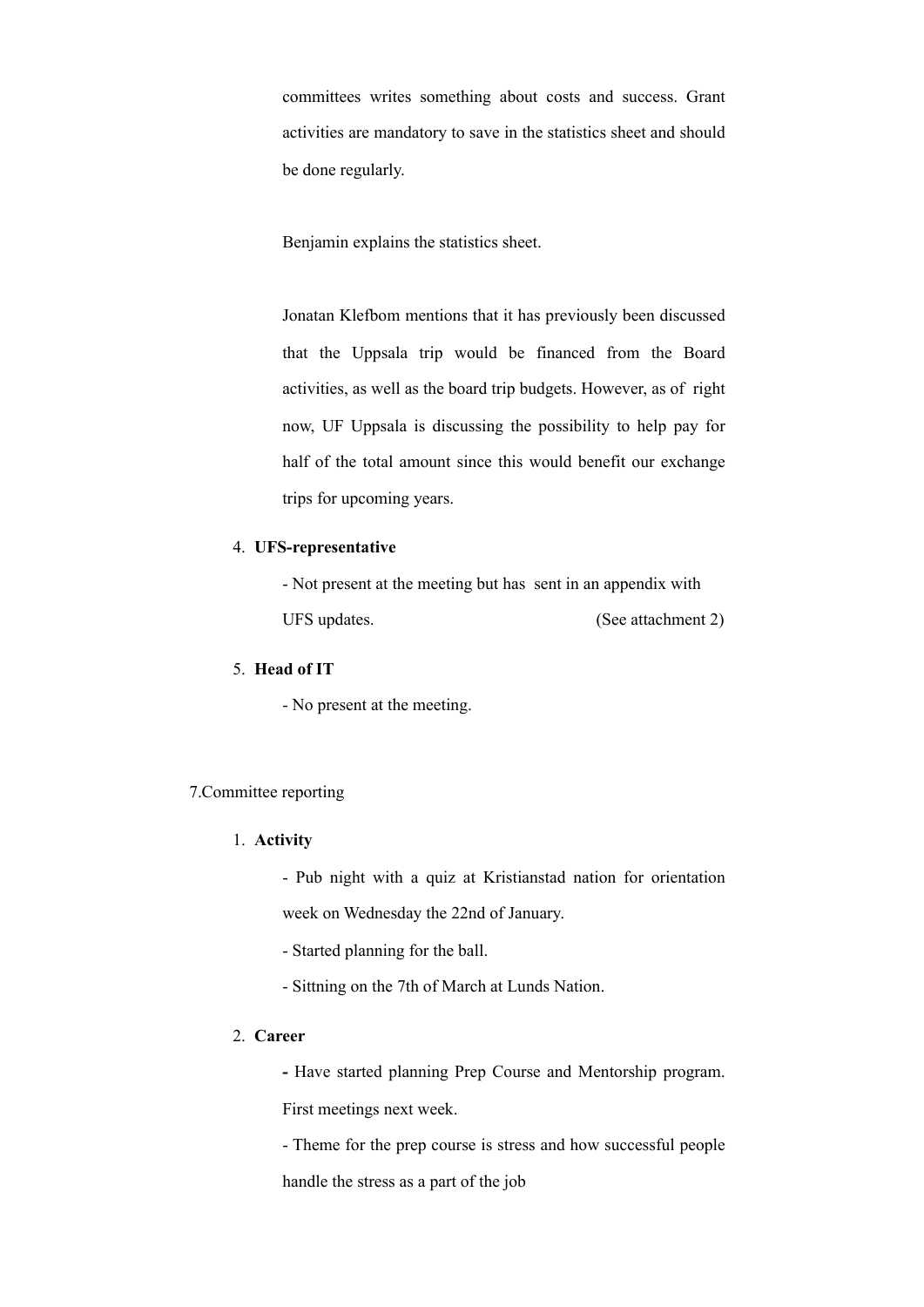committees writes something about costs and success. Grant activities are mandatory to save in the statistics sheet and should be done regularly.

Benjamin explains the statistics sheet.

Jonatan Klefbom mentions that it has previously been discussed that the Uppsala trip would be financed from the Board activities, as well as the board trip budgets. However, as of right now, UF Uppsala is discussing the possibility to help pay for half of the total amount since this would benefit our exchange trips for upcoming years.

4. **UFS-representative**

   - Not present at the meeting but has sent in an appendix with UFS updates. (See attachment 2)

5. **Head of IT**

   - No present at the meeting.

7.Committee reporting

1. **Activity**

   - Pub night with a quiz at Kristianstad nation for orientation week on Wednesday the 22nd of January.
   - Started planning for the ball.
   - Sittning on the 7th of March at Lunds Nation.

2. **Career**

   **-** Have started planning Prep Course and Mentorship program. First meetings next week.
   - Theme for the prep course is stress and how successful people handle the stress as a part of the job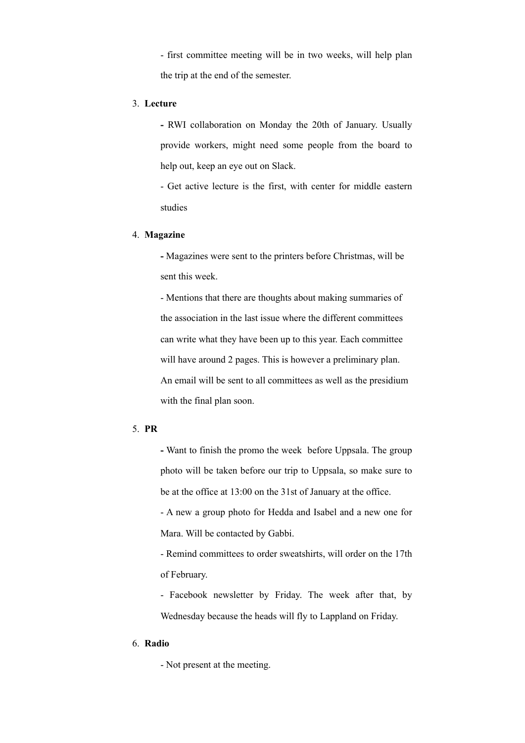- first committee meeting will be in two weeks, will help plan the trip at the end of the semester.

3. **Lecture**

   **-** RWI collaboration on Monday the 20th of January. Usually provide workers, might need some people from the board to help out, keep an eye out on Slack.

   - Get active lecture is the first, with center for middle eastern studies

4. **Magazine**

   **-** Magazines were sent to the printers before Christmas, will be sent this week.

   - Mentions that there are thoughts about making summaries of the association in the last issue where the different committees can write what they have been up to this year. Each committee will have around 2 pages. This is however a preliminary plan. An email will be sent to all committees as well as the presidium with the final plan soon.

5. **PR**

   **-** Want to finish the promo the week before Uppsala. The group photo will be taken before our trip to Uppsala, so make sure to be at the office at 13:00 on the 31st of January at the office.

   - A new a group photo for Hedda and Isabel and a new one for Mara. Will be contacted by Gabbi.

   - Remind committees to order sweatshirts, will order on the 17th of February.

   - Facebook newsletter by Friday. The week after that, by Wednesday because the heads will fly to Lappland on Friday.

6. **Radio**

   - Not present at the meeting.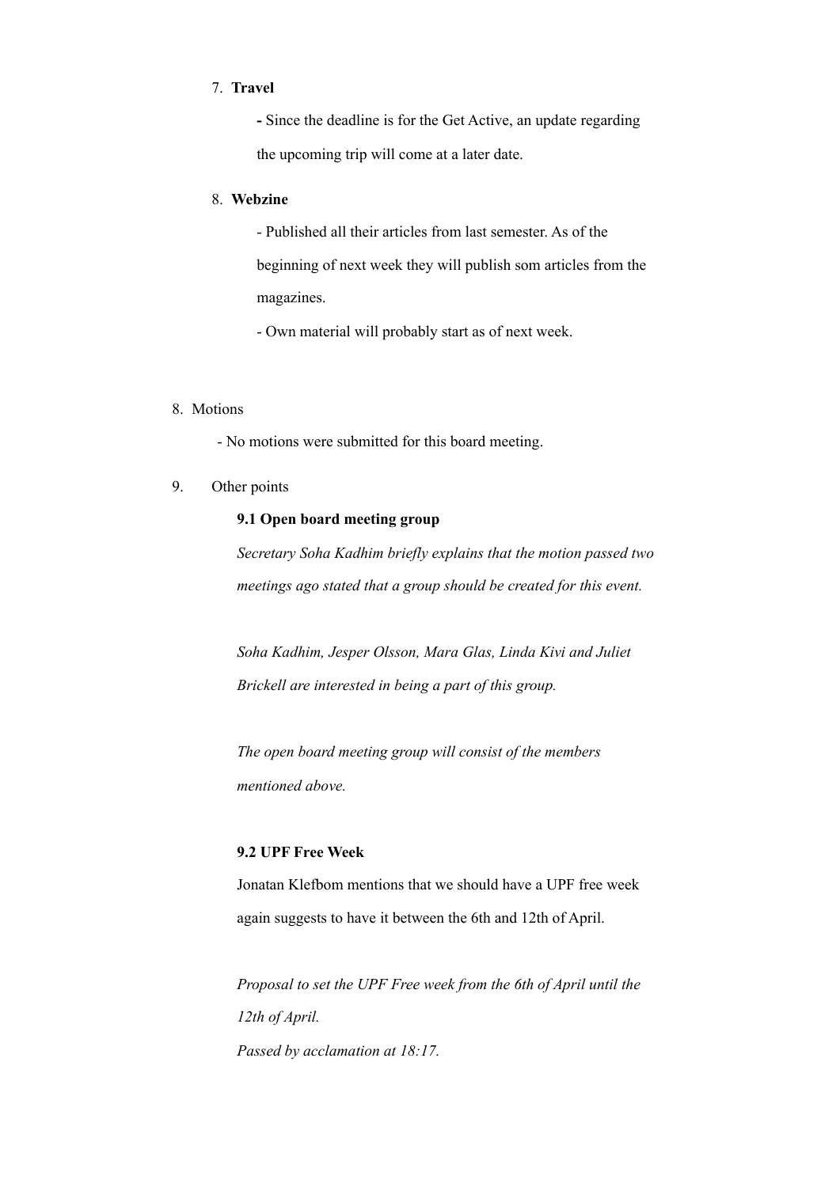7. **Travel**

   **-** Since the deadline is for the Get Active, an update regarding the upcoming trip will come at a later date.

8. **Webzine**

   - Published all their articles from last semester. As of the beginning of next week they will publish som articles from the magazines.
   - Own material will probably start as of next week.

8. Motions

   - No motions were submitted for this board meeting.

9. Other points

   **9.1 Open board meeting group**

   *Secretary Soha Kadhim briefly explains that the motion passed two meetings ago stated that a group should be created for this event.*

   *Soha Kadhim, Jesper Olsson, Mara Glas, Linda Kivi and Juliet Brickell are interested in being a part of this group.*

   *The open board meeting group will consist of the members mentioned above.*

   **9.2 UPF Free Week**

   Jonatan Klefbom mentions that we should have a UPF free week again suggests to have it between the 6th and 12th of April.

   *Proposal to set the UPF Free week from the 6th of April until the 12th of April.*
   *Passed by acclamation at 18:17.*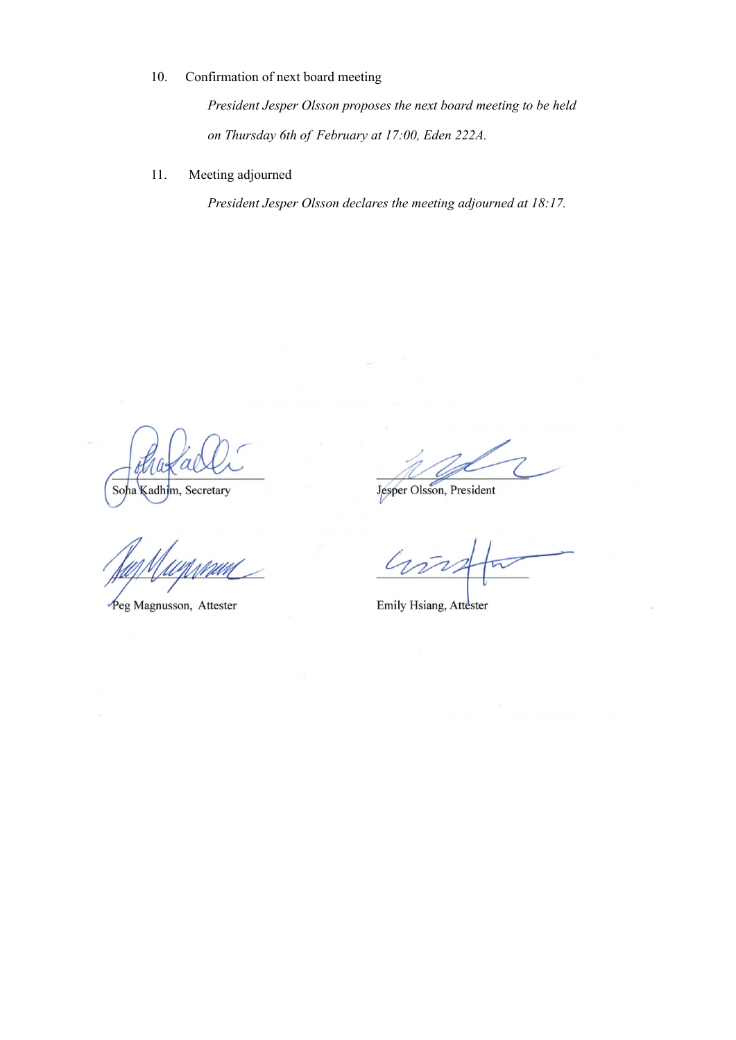10. Confirmation of next board meeting

    *President Jesper Olsson proposes the next board meeting to be held on Thursday 6th of February at 17:00, Eden 222A.*

11. Meeting adjourned

    *President Jesper Olsson declares the meeting adjourned at 18:17.*

Soha Kadhim, Secretary

Jesper Olsson, President

Peg Magnusson, Attester

Emily Hsiang, Attester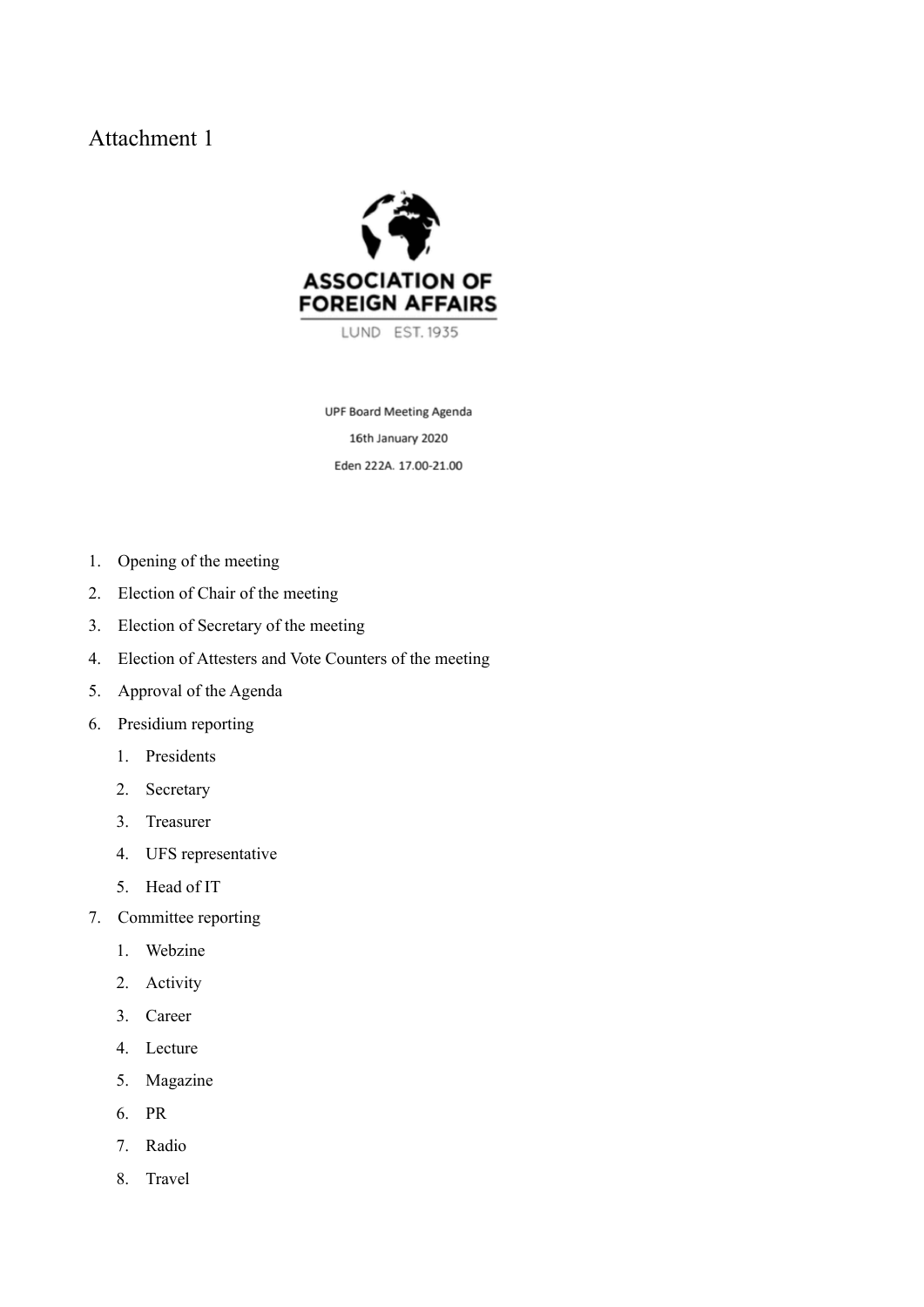Attachment 1

ASSOCIATION OF FOREIGN AFFAIRS

LUND EST. 1935

UPF Board Meeting Agenda

16th January 2020

Eden 222A. 17.00-21.00

1. Opening of the meeting
2. Election of Chair of the meeting
3. Election of Secretary of the meeting
4. Election of Attesters and Vote Counters of the meeting
5. Approval of the Agenda
6. Presidium reporting
    1. Presidents
    2. Secretary
    3. Treasurer
    4. UFS representative
    5. Head of IT
7. Committee reporting
    1. Webzine
    2. Activity
    3. Career
    4. Lecture
    5. Magazine
    6. PR
    7. Radio
    8. Travel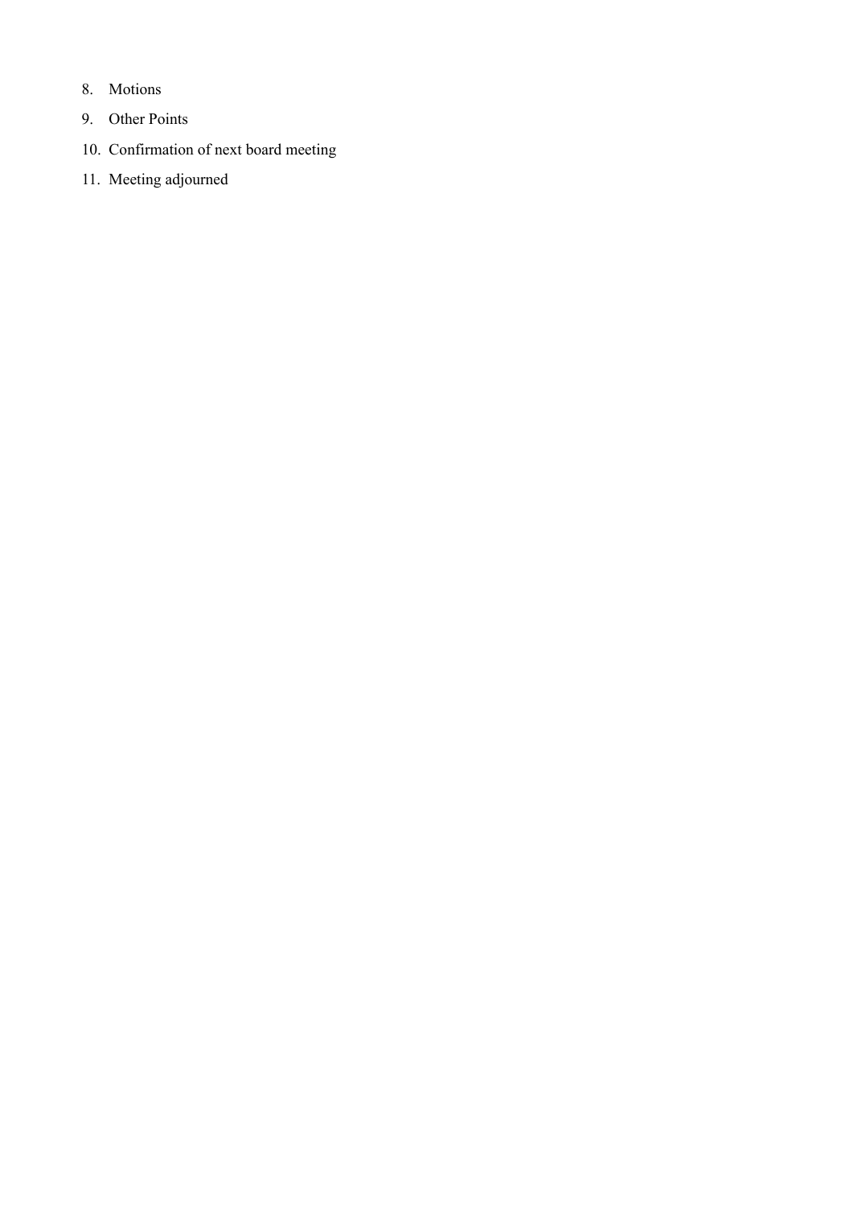8. Motions
9. Other Points
10. Confirmation of next board meeting
11. Meeting adjourned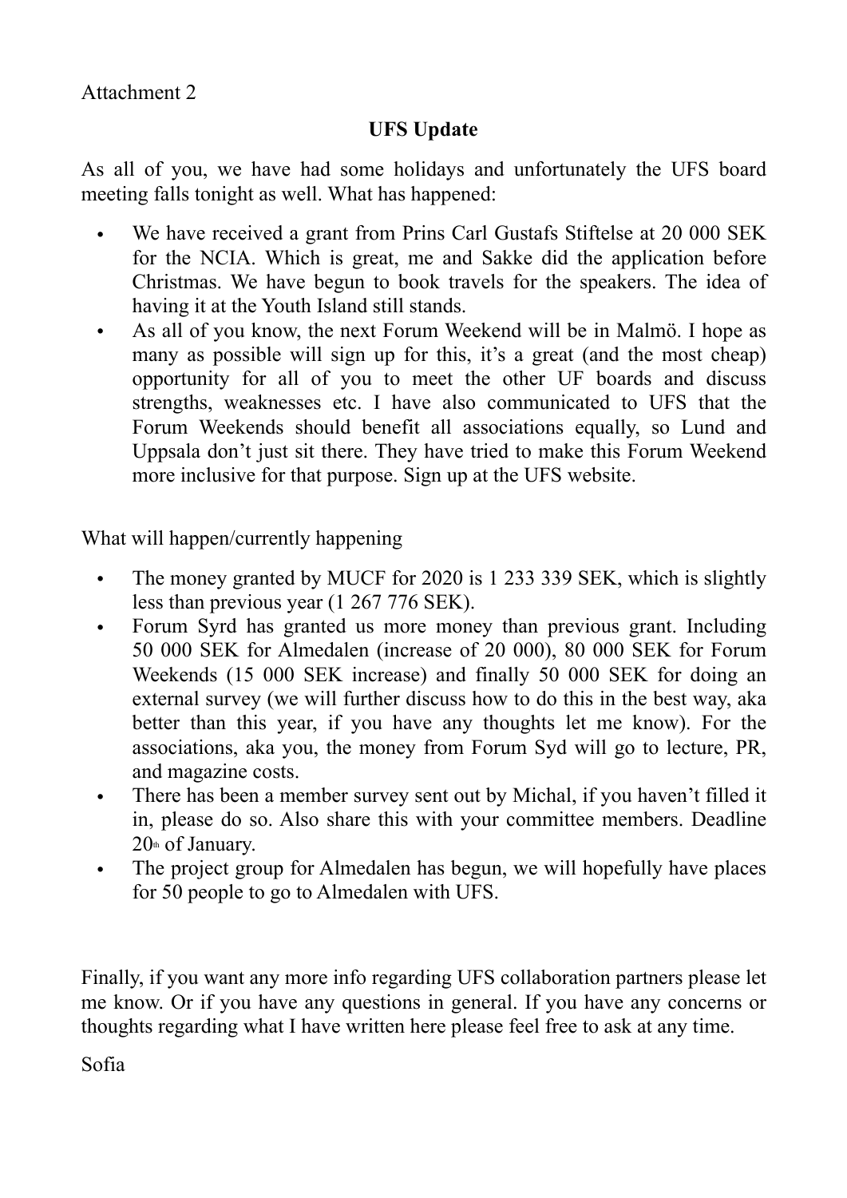Attachment 2

**UFS Update**

As all of you, we have had some holidays and unfortunately the UFS board meeting falls tonight as well. What has happened:

- We have received a grant from Prins Carl Gustafs Stiftelse at 20 000 SEK for the NCIA. Which is great, me and Sakke did the application before Christmas. We have begun to book travels for the speakers. The idea of having it at the Youth Island still stands.
- As all of you know, the next Forum Weekend will be in Malmö. I hope as many as possible will sign up for this, it's a great (and the most cheap) opportunity for all of you to meet the other UF boards and discuss strengths, weaknesses etc. I have also communicated to UFS that the Forum Weekends should benefit all associations equally, so Lund and Uppsala don't just sit there. They have tried to make this Forum Weekend more inclusive for that purpose. Sign up at the UFS website.

What will happen/currently happening

- The money granted by MUCF for 2020 is 1 233 339 SEK, which is slightly less than previous year (1 267 776 SEK).
- Forum Syrd has granted us more money than previous grant. Including 50 000 SEK for Almedalen (increase of 20 000), 80 000 SEK for Forum Weekends (15 000 SEK increase) and finally 50 000 SEK for doing an external survey (we will further discuss how to do this in the best way, aka better than this year, if you have any thoughts let me know). For the associations, aka you, the money from Forum Syd will go to lecture, PR, and magazine costs.
- There has been a member survey sent out by Michal, if you haven't filled it in, please do so. Also share this with your committee members. Deadline 20th of January.
- The project group for Almedalen has begun, we will hopefully have places for 50 people to go to Almedalen with UFS.

Finally, if you want any more info regarding UFS collaboration partners please let me know. Or if you have any questions in general. If you have any concerns or thoughts regarding what I have written here please feel free to ask at any time.

Sofia